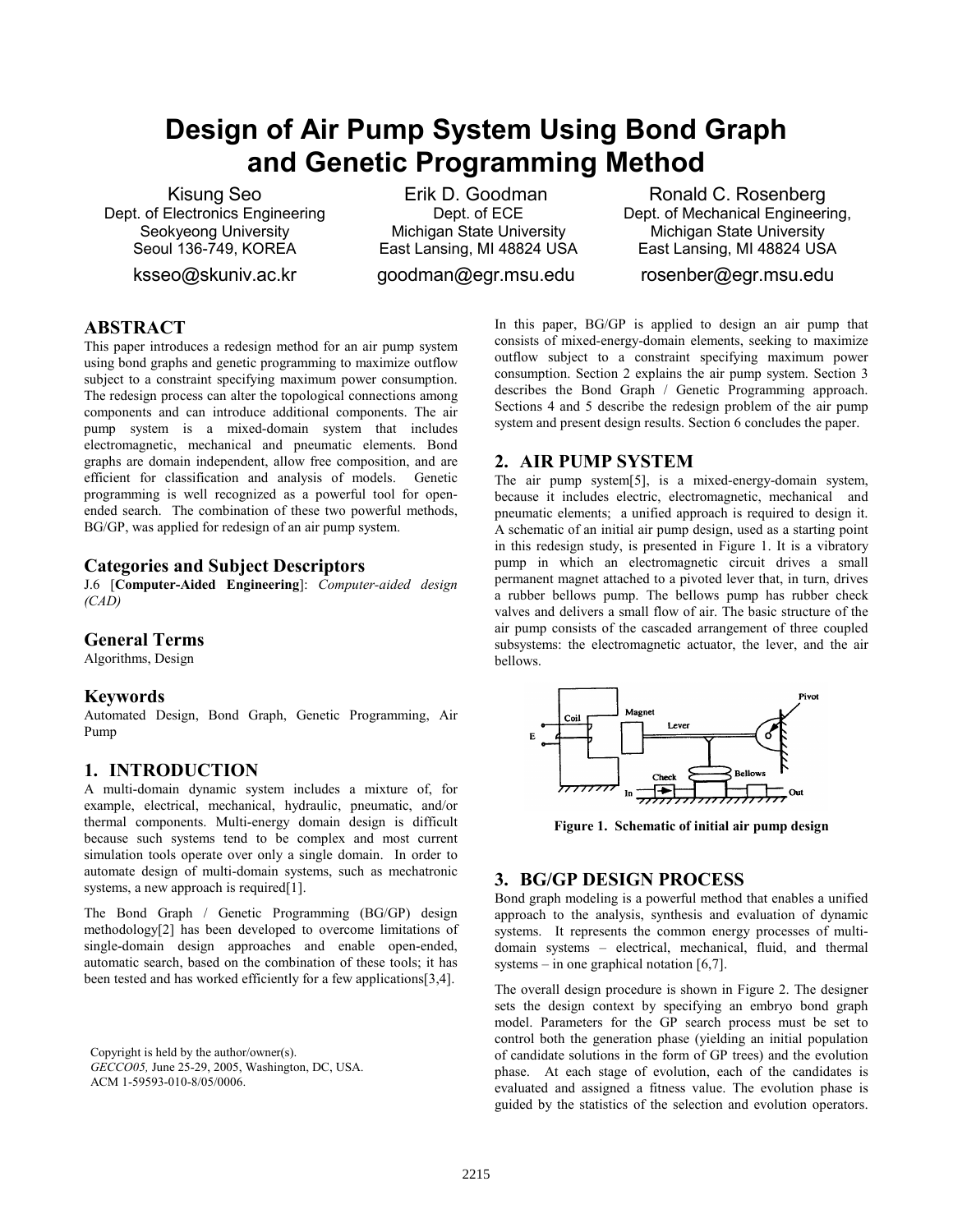# Design of Air Pump System Using Bond Graph and Genetic Programming Method

Kisung Seo
Dept. of Electronics Engineering
Seokyeong University
Seoul 136-749, KOREA
ksseo@skuniv.ac.kr

Erik D. Goodman
Dept. of ECE
Michigan State University
East Lansing, MI 48824 USA
goodman@egr.msu.edu

Ronald C. Rosenberg
Dept. of Mechanical Engineering,
Michigan State University
East Lansing, MI 48824 USA
rosenber@egr.msu.edu

## ABSTRACT

This paper introduces a redesign method for an air pump system using bond graphs and genetic programming to maximize outflow subject to a constraint specifying maximum power consumption. The redesign process can alter the topological connections among components and can introduce additional components. The air pump system is a mixed-domain system that includes electromagnetic, mechanical and pneumatic elements. Bond graphs are domain independent, allow free composition, and are efficient for classification and analysis of models. Genetic programming is well recognized as a powerful tool for open-ended search. The combination of these two powerful methods, BG/GP, was applied for redesign of an air pump system.

### Categories and Subject Descriptors

J.6 [**Computer-Aided Engineering**]: *Computer-aided design (CAD)*

### General Terms

Algorithms, Design

### Keywords

Automated Design, Bond Graph, Genetic Programming, Air Pump

## 1. INTRODUCTION

A multi-domain dynamic system includes a mixture of, for example, electrical, mechanical, hydraulic, pneumatic, and/or thermal components. Multi-energy domain design is difficult because such systems tend to be complex and most current simulation tools operate over only a single domain. In order to automate design of multi-domain systems, such as mechatronic systems, a new approach is required[1].

The Bond Graph / Genetic Programming (BG/GP) design methodology[2] has been developed to overcome limitations of single-domain design approaches and enable open-ended, automatic search, based on the combination of these tools; it has been tested and has worked efficiently for a few applications[3,4].

Copyright is held by the author/owner(s).
*GECCO05,* June 25-29, 2005, Washington, DC, USA.
ACM 1-59593-010-8/05/0006.

In this paper, BG/GP is applied to design an air pump that consists of mixed-energy-domain elements, seeking to maximize outflow subject to a constraint specifying maximum power consumption. Section 2 explains the air pump system. Section 3 describes the Bond Graph / Genetic Programming approach. Sections 4 and 5 describe the redesign problem of the air pump system and present design results. Section 6 concludes the paper.

## 2. AIR PUMP SYSTEM

The air pump system[5], is a mixed-energy-domain system, because it includes electric, electromagnetic, mechanical and pneumatic elements; a unified approach is required to design it. A schematic of an initial air pump design, used as a starting point in this redesign study, is presented in Figure 1. It is a vibratory pump in which an electromagnetic circuit drives a small permanent magnet attached to a pivoted lever that, in turn, drives a rubber bellows pump. The bellows pump has rubber check valves and delivers a small flow of air. The basic structure of the air pump consists of the cascaded arrangement of three coupled subsystems: the electromagnetic actuator, the lever, and the air bellows.

**Figure 1. Schematic of initial air pump design**

## 3. BG/GP DESIGN PROCESS

Bond graph modeling is a powerful method that enables a unified approach to the analysis, synthesis and evaluation of dynamic systems. It represents the common energy processes of multi-domain systems – electrical, mechanical, fluid, and thermal systems – in one graphical notation [6,7].

The overall design procedure is shown in Figure 2. The designer sets the design context by specifying an embryo bond graph model. Parameters for the GP search process must be set to control both the generation phase (yielding an initial population of candidate solutions in the form of GP trees) and the evolution phase. At each stage of evolution, each of the candidates is evaluated and assigned a fitness value. The evolution phase is guided by the statistics of the selection and evolution operators.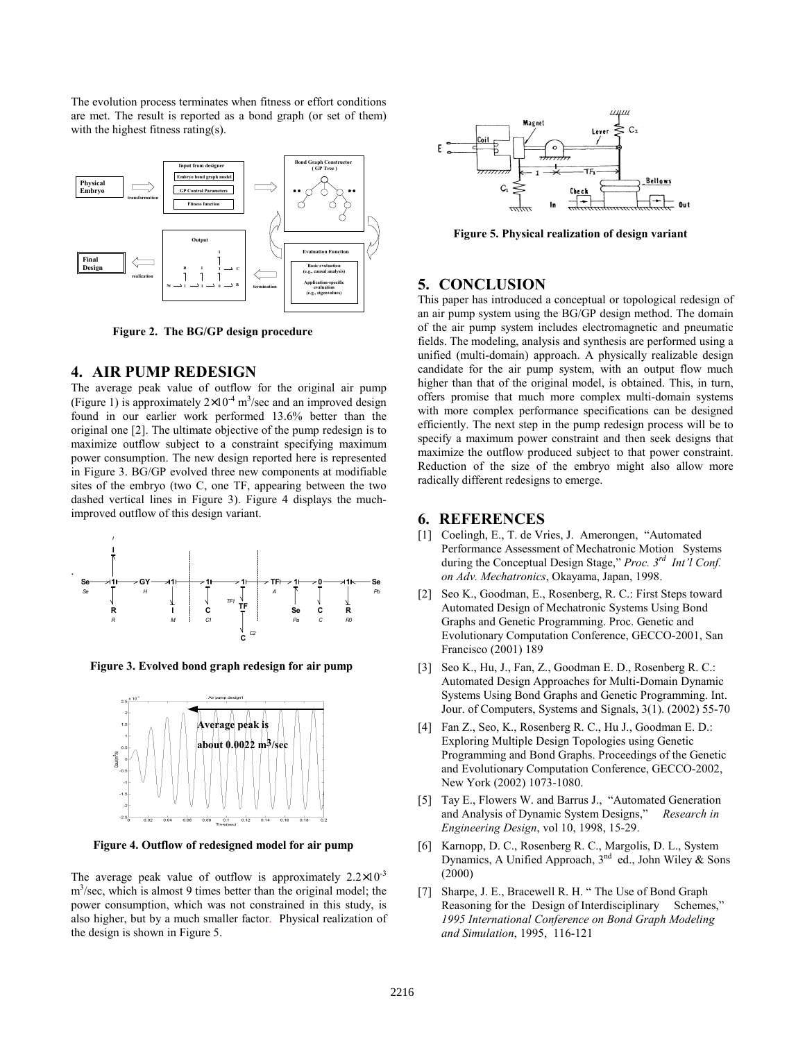The evolution process terminates when fitness or effort conditions are met. The result is reported as a bond graph (or set of them) with the highest fitness rating(s).

**Figure 2. The BG/GP design procedure**

## 4. AIR PUMP REDESIGN

The average peak value of outflow for the original air pump (Figure 1) is approximately $2\times10^{-4}$ m$^3$/sec and an improved design found in our earlier work performed 13.6% better than the original one [2]. The ultimate objective of the pump redesign is to maximize outflow subject to a constraint specifying maximum power consumption. The new design reported here is represented in Figure 3. BG/GP evolved three new components at modifiable sites of the embryo (two C, one TF, appearing between the two dashed vertical lines in Figure 3). Figure 4 displays the much-improved outflow of this design variant.

**Figure 3. Evolved bond graph redesign for air pump**

Average peak is about 0.0022 m$^3$/sec

**Figure 4. Outflow of redesigned model for air pump**

The average peak value of outflow is approximately $2.2\times10^{-3}$ m$^3$/sec, which is almost 9 times better than the original model; the power consumption, which was not constrained in this study, is also higher, but by a much smaller factor. Physical realization of the design is shown in Figure 5.

**Figure 5. Physical realization of design variant**

## 5. CONCLUSION

This paper has introduced a conceptual or topological redesign of an air pump system using the BG/GP design method. The domain of the air pump system includes electromagnetic and pneumatic fields. The modeling, analysis and synthesis are performed using a unified (multi-domain) approach. A physically realizable design candidate for the air pump system, with an output flow much higher than that of the original model, is obtained. This, in turn, offers promise that much more complex multi-domain systems with more complex performance specifications can be designed efficiently. The next step in the pump redesign process will be to specify a maximum power constraint and then seek designs that maximize the outflow produced subject to that power constraint. Reduction of the size of the embryo might also allow more radically different redesigns to emerge.

## 6. REFERENCES

[1] Coelingh, E., T. de Vries, J. Amerongen, "Automated Performance Assessment of Mechatronic Motion Systems during the Conceptual Design Stage," *Proc. 3rd Int'l Conf. on Adv. Mechatronics*, Okayama, Japan, 1998.

[2] Seo K., Goodman, E., Rosenberg, R. C.: First Steps toward Automated Design of Mechatronic Systems Using Bond Graphs and Genetic Programming. Proc. Genetic and Evolutionary Computation Conference, GECCO-2001, San Francisco (2001) 189

[3] Seo K., Hu, J., Fan, Z., Goodman E. D., Rosenberg R. C.: Automated Design Approaches for Multi-Domain Dynamic Systems Using Bond Graphs and Genetic Programming. Int. Jour. of Computers, Systems and Signals, 3(1). (2002) 55-70

[4] Fan Z., Seo, K., Rosenberg R. C., Hu J., Goodman E. D.: Exploring Multiple Design Topologies using Genetic Programming and Bond Graphs. Proceedings of the Genetic and Evolutionary Computation Conference, GECCO-2002, New York (2002) 1073-1080.

[5] Tay E., Flowers W. and Barrus J., "Automated Generation and Analysis of Dynamic System Designs," *Research in Engineering Design*, vol 10, 1998, 15-29.

[6] Karnopp, D. C., Rosenberg R. C., Margolis, D. L., System Dynamics, A Unified Approach, 3rd ed., John Wiley & Sons (2000)

[7] Sharpe, J. E., Bracewell R. H. " The Use of Bond Graph Reasoning for the Design of Interdisciplinary Schemes," *1995 International Conference on Bond Graph Modeling and Simulation*, 1995, 116-121